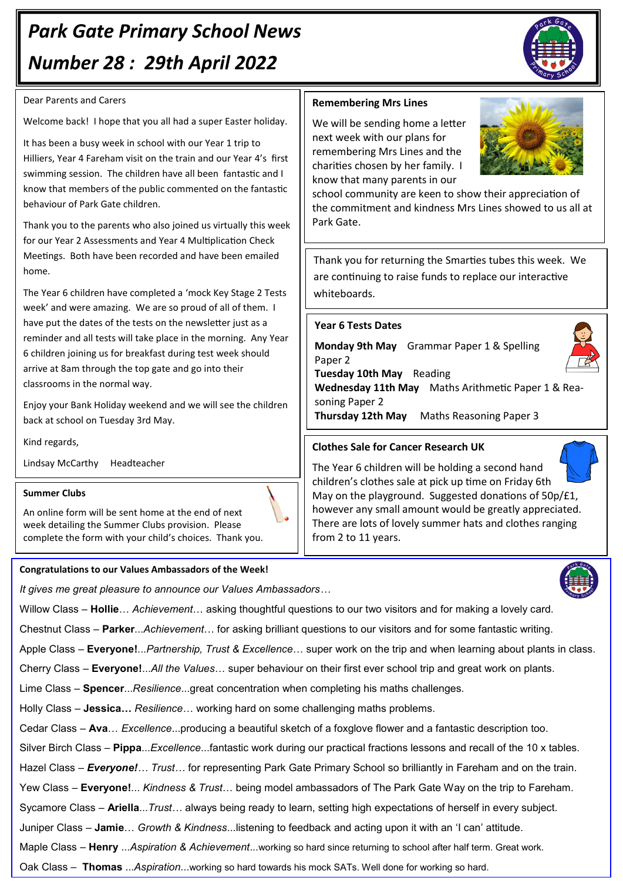# Park Gate Primary School News

# Number 28 : 29th April 2022

Dear Parents and Carers

Welcome back! I hope that you all had a super Easter holiday.

It has been a busy week in school with our Year 1 trip to Hilliers, Year 4 Fareham visit on the train and our Year 4's first swimming session. The children have all been fantastic and I know that members of the public commented on the fantastic behaviour of Park Gate children.

Thank you to the parents who also joined us virtually this week for our Year 2 Assessments and Year 4 Multiplication Check Meetings. Both have been recorded and have been emailed home.

The Year 6 children have completed a 'mock Key Stage 2 Tests week' and were amazing. We are so proud of all of them. I have put the dates of the tests on the newsletter just as a reminder and all tests will take place in the morning. Any Year 6 children joining us for breakfast during test week should arrive at 8am through the top gate and go into their classrooms in the normal way.

Enjoy your Bank Holiday weekend and we will see the children back at school on Tuesday 3rd May.

Kind regards,

Lindsay McCarthy Headteacher

### Summer Clubs

An online form will be sent home at the end of next week detailing the Summer Clubs provision. Please complete the form with your child's choices. Thank you.

### Remembering Mrs Lines

We will be sending home a letter next week with our plans for remembering Mrs Lines and the charities chosen by her family. I know that many parents in our school community are keen to show their appreciation of the commitment and kindness Mrs Lines showed to us all at Park Gate.

Thank you for returning the Smarties tubes this week. We are continuing to raise funds to replace our interactive whiteboards.

### Year 6 Tests Dates

**Monday 9th May** Grammar Paper 1 & Spelling Paper 2
**Tuesday 10th May** Reading
**Wednesday 11th May** Maths Arithmetic Paper 1 & Reasoning Paper 2
**Thursday 12th May** Maths Reasoning Paper 3

### Clothes Sale for Cancer Research UK

The Year 6 children will be holding a second hand children's clothes sale at pick up time on Friday 6th May on the playground. Suggested donations of 50p/£1, however any small amount would be greatly appreciated. There are lots of lovely summer hats and clothes ranging from 2 to 11 years.

### Congratulations to our Values Ambassadors of the Week!

*It gives me great pleasure to announce our Values Ambassadors…*

Willow Class – **Hollie**… *Achievement*… asking thoughtful questions to our two visitors and for making a lovely card.

Chestnut Class – **Parker**...*Achievement*… for asking brilliant questions to our visitors and for some fantastic writing.

Apple Class – **Everyone!**...*Partnership, Trust & Excellence*… super work on the trip and when learning about plants in class.

Cherry Class – **Everyone!**...*All the Values*… super behaviour on their first ever school trip and great work on plants.

Lime Class – **Spencer**...*Resilience*...great concentration when completing his maths challenges.

Holly Class – **Jessica…** *Resilience*… working hard on some challenging maths problems.

Cedar Class – **Ava**… *Excellence*...producing a beautiful sketch of a foxglove flower and a fantastic description too.

Silver Birch Class – **Pippa**...*Excellence*...fantastic work during our practical fractions lessons and recall of the 10 x tables.

Hazel Class – ***Everyone!***… *Trust*… for representing Park Gate Primary School so brilliantly in Fareham and on the train.

Yew Class – **Everyone!**... *Kindness & Trust*… being model ambassadors of The Park Gate Way on the trip to Fareham.

Sycamore Class – **Ariella**...*Trust*… always being ready to learn, setting high expectations of herself in every subject.

Juniper Class – **Jamie**… *Growth & Kindness*...listening to feedback and acting upon it with an 'I can' attitude.

Maple Class – **Henry** ...*Aspiration & Achievement*...working so hard since returning to school after half term. Great work.

Oak Class – **Thomas** ...*Aspiration*...working so hard towards his mock SATs. Well done for working so hard.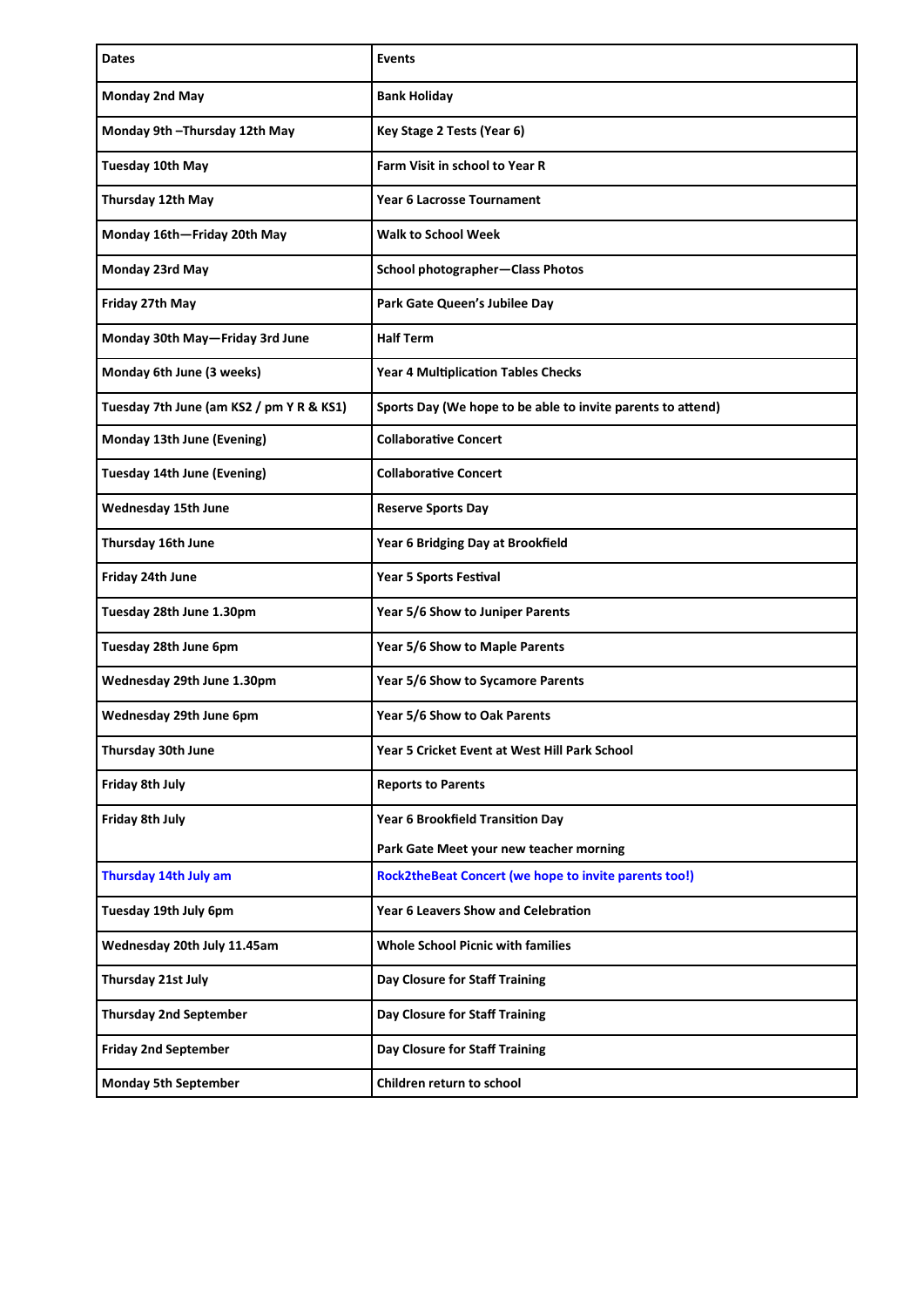| Dates | Events |
|---|---|
| Monday 2nd May | Bank Holiday |
| Monday 9th –Thursday 12th May | Key Stage 2 Tests (Year 6) |
| Tuesday 10th May | Farm Visit in school to Year R |
| Thursday 12th May | Year 6 Lacrosse Tournament |
| Monday 16th—Friday 20th May | Walk to School Week |
| Monday 23rd May | School photographer—Class Photos |
| Friday 27th May | Park Gate Queen's Jubilee Day |
| Monday 30th May—Friday 3rd June | Half Term |
| Monday 6th June (3 weeks) | Year 4 Multiplication Tables Checks |
| Tuesday 7th June (am KS2 / pm Y R & KS1) | Sports Day (We hope to be able to invite parents to attend) |
| Monday 13th June (Evening) | Collaborative Concert |
| Tuesday 14th June (Evening) | Collaborative Concert |
| Wednesday 15th June | Reserve Sports Day |
| Thursday 16th June | Year 6 Bridging Day at Brookfield |
| Friday 24th June | Year 5 Sports Festival |
| Tuesday 28th June 1.30pm | Year 5/6 Show to Juniper Parents |
| Tuesday 28th June 6pm | Year 5/6 Show to Maple Parents |
| Wednesday 29th June 1.30pm | Year 5/6 Show to Sycamore Parents |
| Wednesday 29th June 6pm | Year 5/6 Show to Oak Parents |
| Thursday 30th June | Year 5 Cricket Event at West Hill Park School |
| Friday 8th July | Reports to Parents |
| Friday 8th July | Year 6 Brookfield Transition Day<br>Park Gate Meet your new teacher morning |
| Thursday 14th July am | Rock2theBeat Concert (we hope to invite parents too!) |
| Tuesday 19th July 6pm | Year 6 Leavers Show and Celebration |
| Wednesday 20th July 11.45am | Whole School Picnic with families |
| Thursday 21st July | Day Closure for Staff Training |
| Thursday 2nd September | Day Closure for Staff Training |
| Friday 2nd September | Day Closure for Staff Training |
| Monday 5th September | Children return to school |